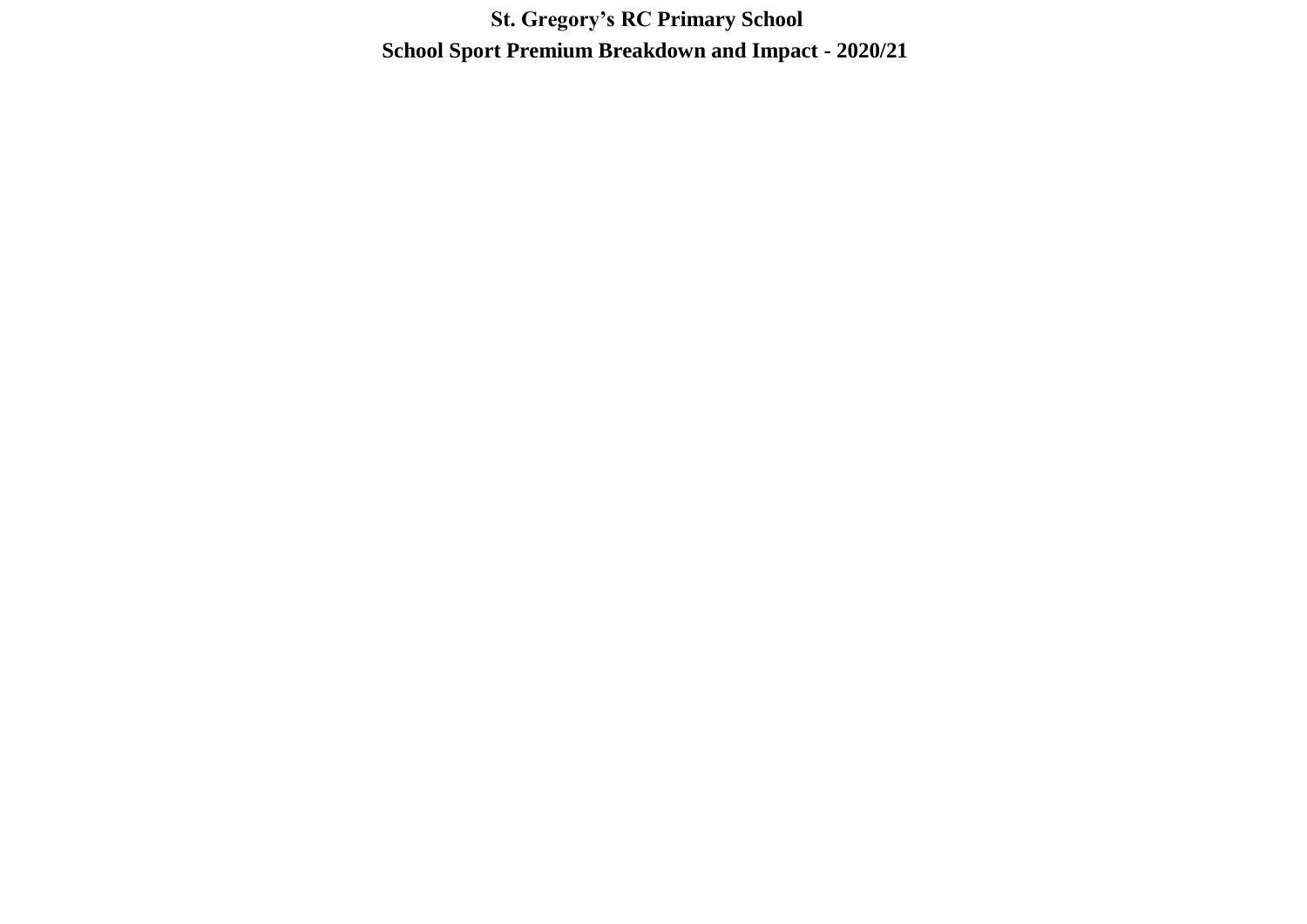# St. Gregory's RC Primary School

## School Sport Premium Breakdown and Impact - 2020/21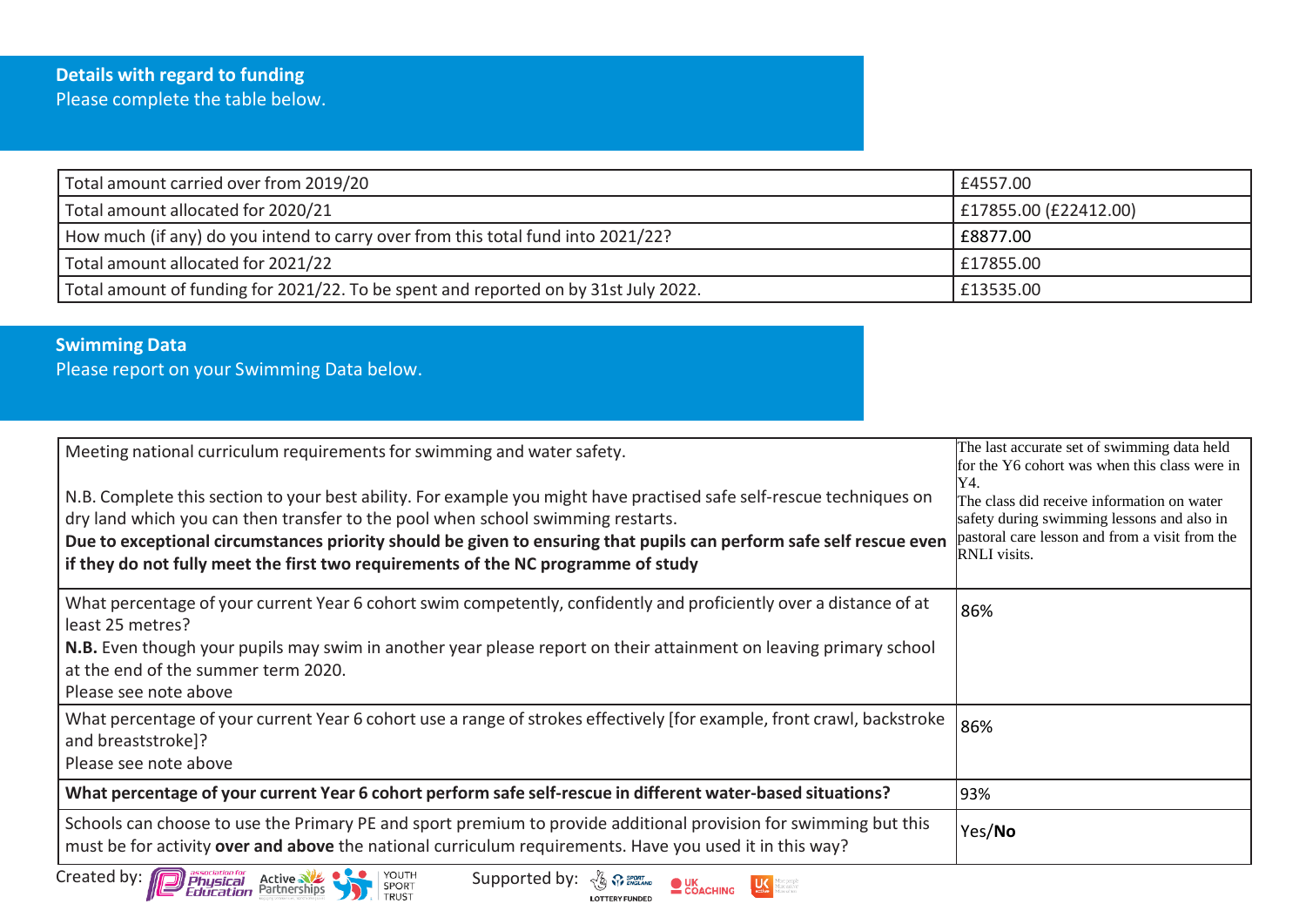## Details with regard to funding

Please complete the table below.

| | |
|---|---|
| Total amount carried over from 2019/20 | £4557.00 |
| Total amount allocated for 2020/21 | £17855.00 (£22412.00) |
| How much (if any) do you intend to carry over from this total fund into 2021/22? | £8877.00 |
| Total amount allocated for 2021/22 | £17855.00 |
| Total amount of funding for 2021/22. To be spent and reported on by 31st July 2022. | £13535.00 |

## Swimming Data

Please report on your Swimming Data below.

| | |
|---|---|
| Meeting national curriculum requirements for swimming and water safety.<br><br>N.B. Complete this section to your best ability. For example you might have practised safe self-rescue techniques on dry land which you can then transfer to the pool when school swimming restarts.<br>**Due to exceptional circumstances priority should be given to ensuring that pupils can perform safe self rescue even if they do not fully meet the first two requirements of the NC programme of study** | The last accurate set of swimming data held for the Y6 cohort was when this class were in Y4.<br>The class did receive information on water safety during swimming lessons and also in pastoral care lesson and from a visit from the RNLI visits. |
| What percentage of your current Year 6 cohort swim competently, confidently and proficiently over a distance of at least 25 metres?<br>**N.B.** Even though your pupils may swim in another year please report on their attainment on leaving primary school at the end of the summer term 2020.<br>Please see note above | 86% |
| What percentage of your current Year 6 cohort use a range of strokes effectively [for example, front crawl, backstroke and breaststroke]?<br>Please see note above | 86% |
| **What percentage of your current Year 6 cohort perform safe self-rescue in different water-based situations?** | 93% |
| Schools can choose to use the Primary PE and sport premium to provide additional provision for swimming but this must be for activity **over and above** the national curriculum requirements. Have you used it in this way? | Yes/**No** |

Created by: Association for Physical Education, Active Partnerships, Youth Sport Trust    Supported by: Sport England, UK Coaching, UK Active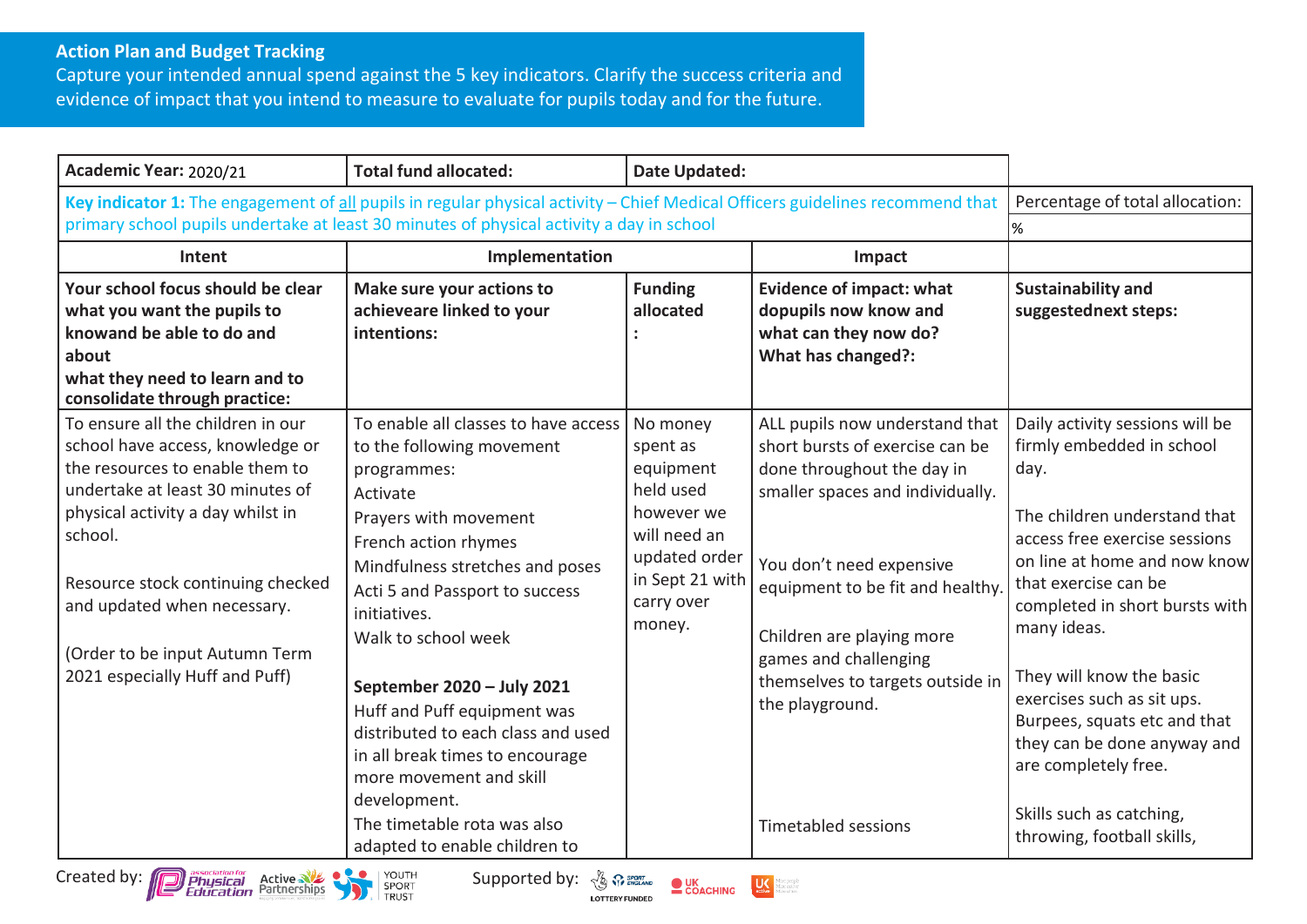**Action Plan and Budget Tracking**

Capture your intended annual spend against the 5 key indicators. Clarify the success criteria and evidence of impact that you intend to measure to evaluate for pupils today and for the future.

| Academic Year: 2020/21 | Total fund allocated: | Date Updated: | | |
|---|---|---|---|---|
| **Key indicator 1:** The engagement of all pupils in regular physical activity – Chief Medical Officers guidelines recommend that primary school pupils undertake at least 30 minutes of physical activity a day in school | | | | Percentage of total allocation: % |
| **Intent** | **Implementation** | | **Impact** | |
| **Your school focus should be clear what you want the pupils to knowand be able to do and about what they need to learn and to consolidate through practice:** | **Make sure your actions to achieveare linked to your intentions:** | **Funding allocated :** | **Evidence of impact: what dopupils now know and what can they now do? What has changed?:** | **Sustainability and suggestednext steps:** |
| To ensure all the children in our school have access, knowledge or the resources to enable them to undertake at least 30 minutes of physical activity a day whilst in school.<br><br>Resource stock continuing checked and updated when necessary.<br><br>(Order to be input Autumn Term 2021 especially Huff and Puff) | To enable all classes to have access to the following movement programmes:<br>Activate<br>Prayers with movement<br>French action rhymes<br>Mindfulness stretches and poses<br>Acti 5 and Passport to success initiatives.<br>Walk to school week<br><br>**September 2020 – July 2021**<br>Huff and Puff equipment was distributed to each class and used in all break times to encourage more movement and skill development.<br>The timetable rota was also adapted to enable children to | No money spent as equipment held used however we will need an updated order in Sept 21 with carry over money. | ALL pupils now understand that short bursts of exercise can be done throughout the day in smaller spaces and individually.<br><br>You don't need expensive equipment to be fit and healthy.<br><br>Children are playing more games and challenging themselves to targets outside in the playground.<br><br>Timetabled sessions | Daily activity sessions will be firmly embedded in school day.<br><br>The children understand that access free exercise sessions on line at home and now know that exercise can be completed in short bursts with many ideas.<br><br>They will know the basic exercises such as sit ups. Burpees, squats etc and that they can be done anyway and are completely free.<br><br>Skills such as catching, throwing, football skills, |

Created by: Association for Physical Education, Active Partnerships, Youth Sport Trust
Supported by: Sport England (Lottery Funded), UK Coaching, UK Active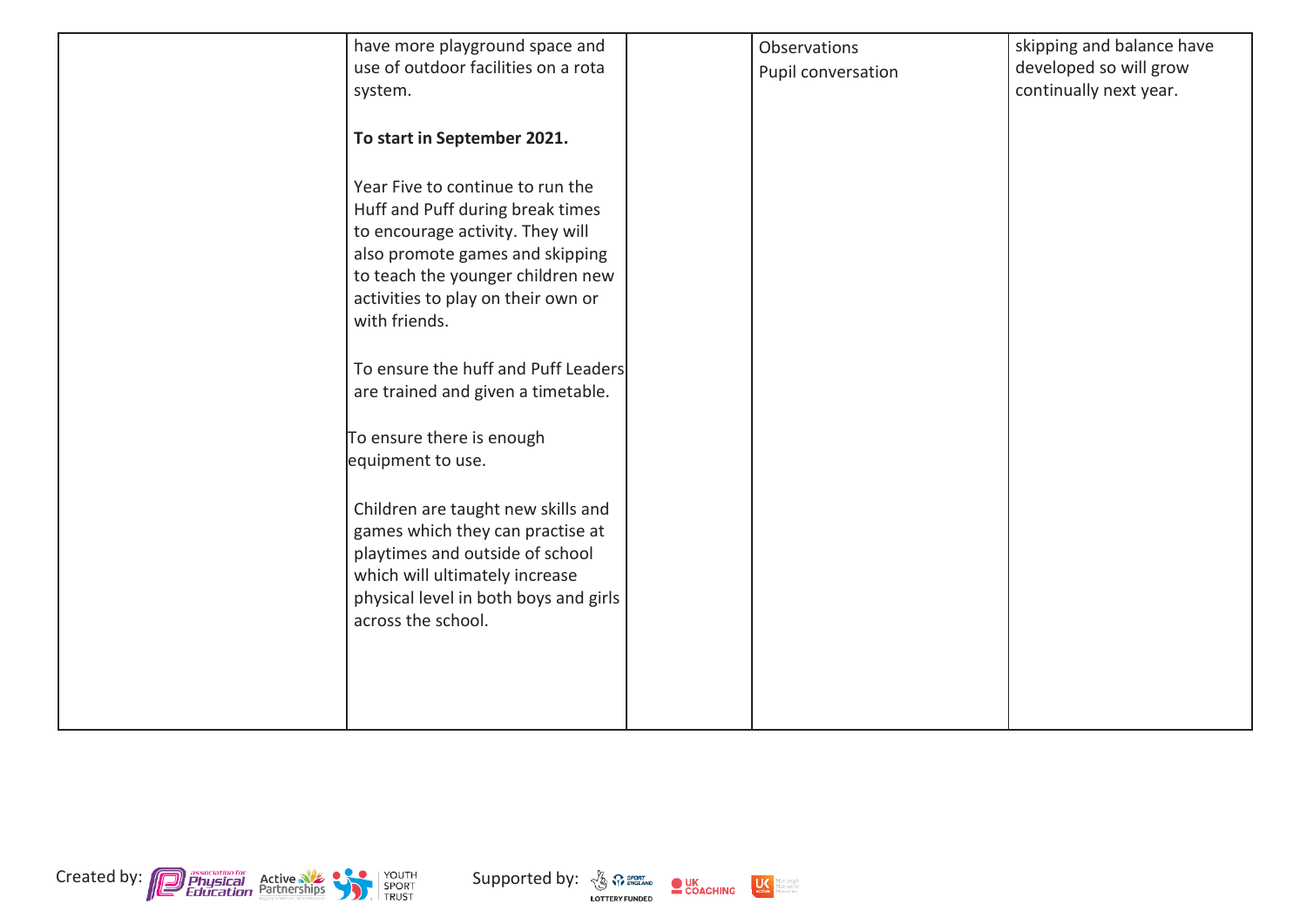| | | | | |
|---|---|---|---|---|
| | have more playground space and use of outdoor facilities on a rota system.<br><br>**To start in September 2021.**<br><br>Year Five to continue to run the Huff and Puff during break times to encourage activity. They will also promote games and skipping to teach the younger children new activities to play on their own or with friends.<br><br>To ensure the huff and Puff Leaders are trained and given a timetable.<br><br>To ensure there is enough equipment to use.<br><br>Children are taught new skills and games which they can practise at playtimes and outside of school which will ultimately increase physical level in both boys and girls across the school. | | Observations<br>Pupil conversation | skipping and balance have developed so will grow continually next year. |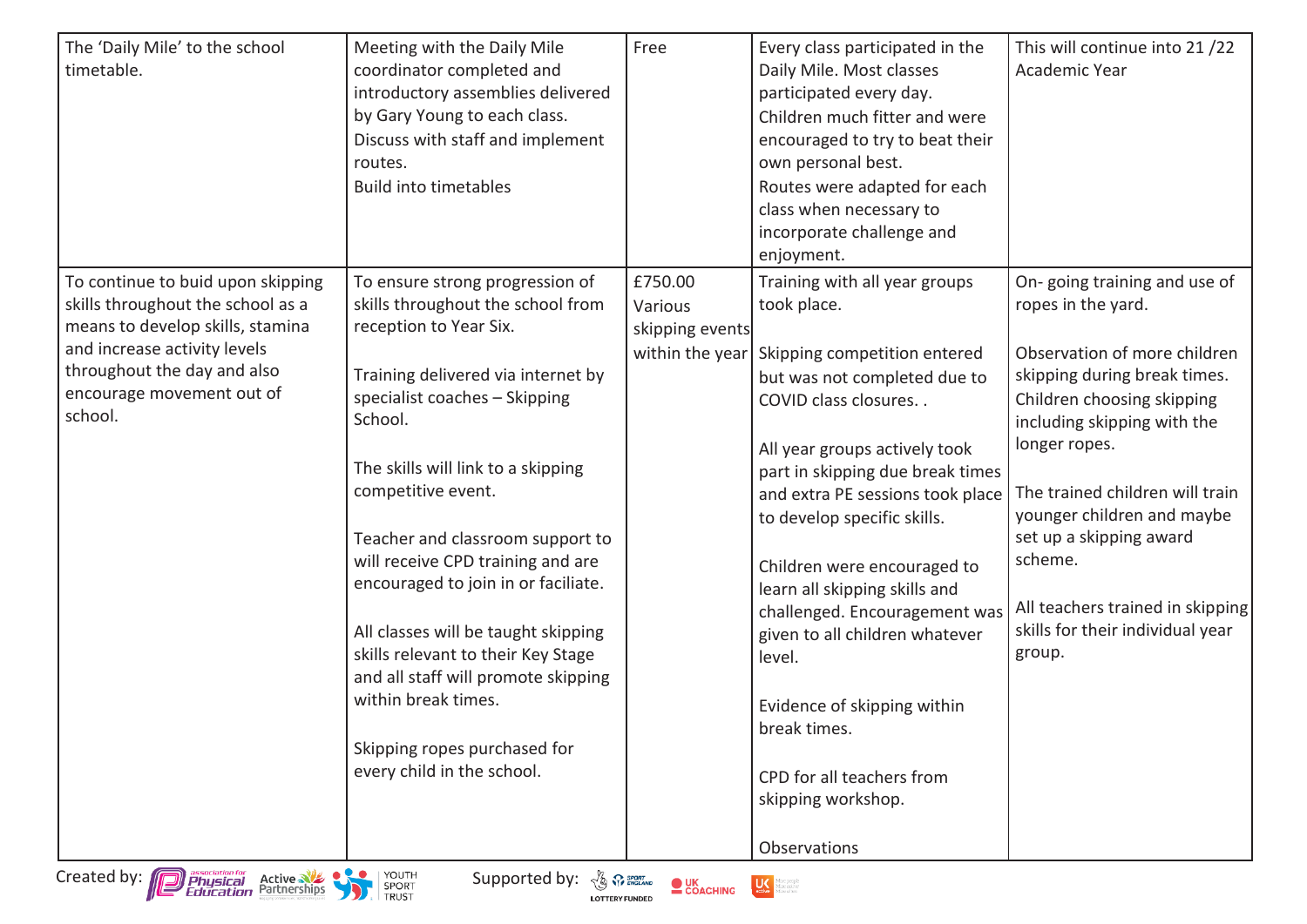| The 'Daily Mile' to the school timetable. | Meeting with the Daily Mile coordinator completed and introductory assemblies delivered by Gary Young to each class.<br>Discuss with staff and implement routes.<br>Build into timetables | Free | Every class participated in the Daily Mile. Most classes participated every day.<br>Children much fitter and were encouraged to try to beat their own personal best.<br>Routes were adapted for each class when necessary to incorporate challenge and enjoyment. | This will continue into 21 /22 Academic Year |
|---|---|---|---|---|
| To continue to buid upon skipping skills throughout the school as a means to develop skills, stamina and increase activity levels throughout the day and also encourage movement out of school. | To ensure strong progression of skills throughout the school from reception to Year Six.<br><br>Training delivered via internet by specialist coaches – Skipping School.<br><br>The skills will link to a skipping competitive event.<br><br>Teacher and classroom support to will receive CPD training and are encouraged to join in or faciliate.<br><br>All classes will be taught skipping skills relevant to their Key Stage and all staff will promote skipping within break times.<br><br>Skipping ropes purchased for every child in the school. | £750.00 Various skipping events within the year | Training with all year groups took place.<br><br>Skipping competition entered but was not completed due to COVID class closures. .<br><br>All year groups actively took part in skipping due break times and extra PE sessions took place to develop specific skills.<br><br>Children were encouraged to learn all skipping skills and challenged. Encouragement was given to all children whatever level.<br><br>Evidence of skipping within break times.<br><br>CPD for all teachers from skipping workshop.<br><br>Observations | On- going training and use of ropes in the yard.<br><br>Observation of more children skipping during break times. Children choosing skipping including skipping with the longer ropes.<br><br>The trained children will train younger children and maybe set up a skipping award scheme.<br><br>All teachers trained in skipping skills for their individual year group. |

Created by: Association for Physical Education, Active Partnerships, Youth Sport Trust    Supported by: Sport England, UK Coaching, UK Active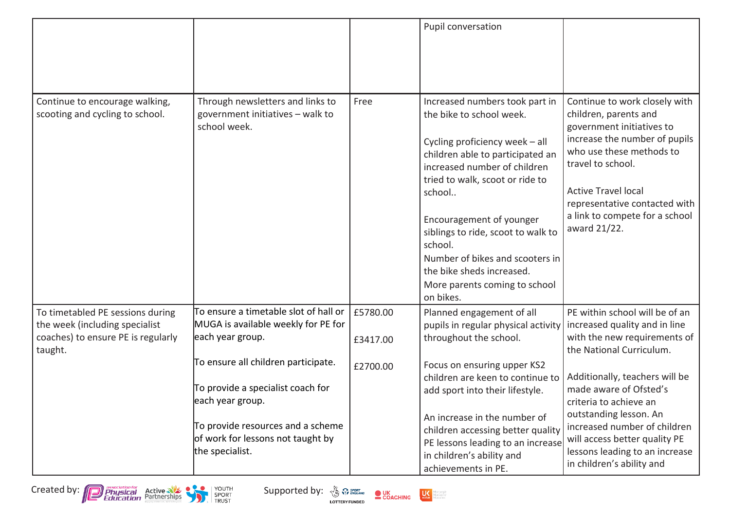| | | | | |
|---|---|---|---|---|
| | | | Pupil conversation | |
| Continue to encourage walking, scooting and cycling to school. | Through newsletters and links to government initiatives – walk to school week. | Free | Increased numbers took part in the bike to school week.<br><br>Cycling proficiency week – all children able to participated an increased number of children tried to walk, scoot or ride to school..<br><br>Encouragement of younger siblings to ride, scoot to walk to school.<br>Number of bikes and scooters in the bike sheds increased.<br>More parents coming to school on bikes. | Continue to work closely with children, parents and government initiatives to increase the number of pupils who use these methods to travel to school.<br><br>Active Travel local representative contacted with a link to compete for a school award 21/22. |
| To timetabled PE sessions during the week (including specialist coaches) to ensure PE is regularly taught. | To ensure a timetable slot of hall or MUGA is available weekly for PE for each year group.<br><br>To ensure all children participate.<br><br>To provide a specialist coach for each year group.<br><br>To provide resources and a scheme of work for lessons not taught by the specialist. | £5780.00<br><br>£3417.00<br><br>£2700.00 | Planned engagement of all pupils in regular physical activity throughout the school.<br><br>Focus on ensuring upper KS2 children are keen to continue to add sport into their lifestyle.<br><br>An increase in the number of children accessing better quality PE lessons leading to an increase in children's ability and achievements in PE. | PE within school will be of an increased quality and in line with the new requirements of the National Curriculum.<br><br>Additionally, teachers will be made aware of Ofsted's criteria to achieve an outstanding lesson. An increased number of children will access better quality PE lessons leading to an increase in children's ability and |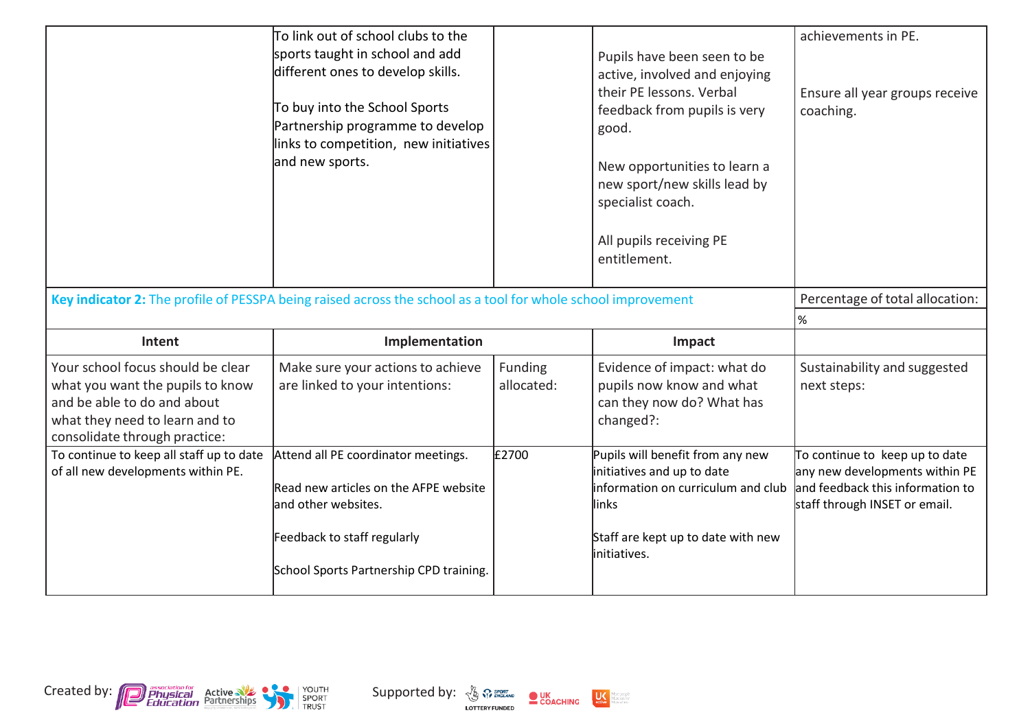| | | | | |
|---|---|---|---|---|
| | To link out of school clubs to the sports taught in school and add different ones to develop skills.<br><br>To buy into the School Sports Partnership programme to develop links to competition, new initiatives and new sports. | | Pupils have been seen to be active, involved and enjoying their PE lessons. Verbal feedback from pupils is very good.<br><br>New opportunities to learn a new sport/new skills lead by specialist coach.<br><br>All pupils receiving PE entitlement. | achievements in PE.<br><br>Ensure all year groups receive coaching. |

| **Key indicator 2:** The profile of PESSPA being raised across the school as a tool for whole school improvement | | | | Percentage of total allocation: |
|---|---|---|---|---|
| | | | | % |
| **Intent** | **Implementation** | | **Impact** | |
| Your school focus should be clear what you want the pupils to know and be able to do and about what they need to learn and to consolidate through practice: | Make sure your actions to achieve are linked to your intentions: | Funding allocated: | Evidence of impact: what do pupils now know and what can they now do? What has changed?: | Sustainability and suggested next steps: |
| To continue to keep all staff up to date of all new developments within PE. | Attend all PE coordinator meetings.<br><br>Read new articles on the AFPE website and other websites.<br><br>Feedback to staff regularly<br><br>School Sports Partnership CPD training. | £2700 | Pupils will benefit from any new initiatives and up to date information on curriculum and club links<br><br>Staff are kept up to date with new initiatives. | To continue to keep up to date any new developments within PE and feedback this information to staff through INSET or email. |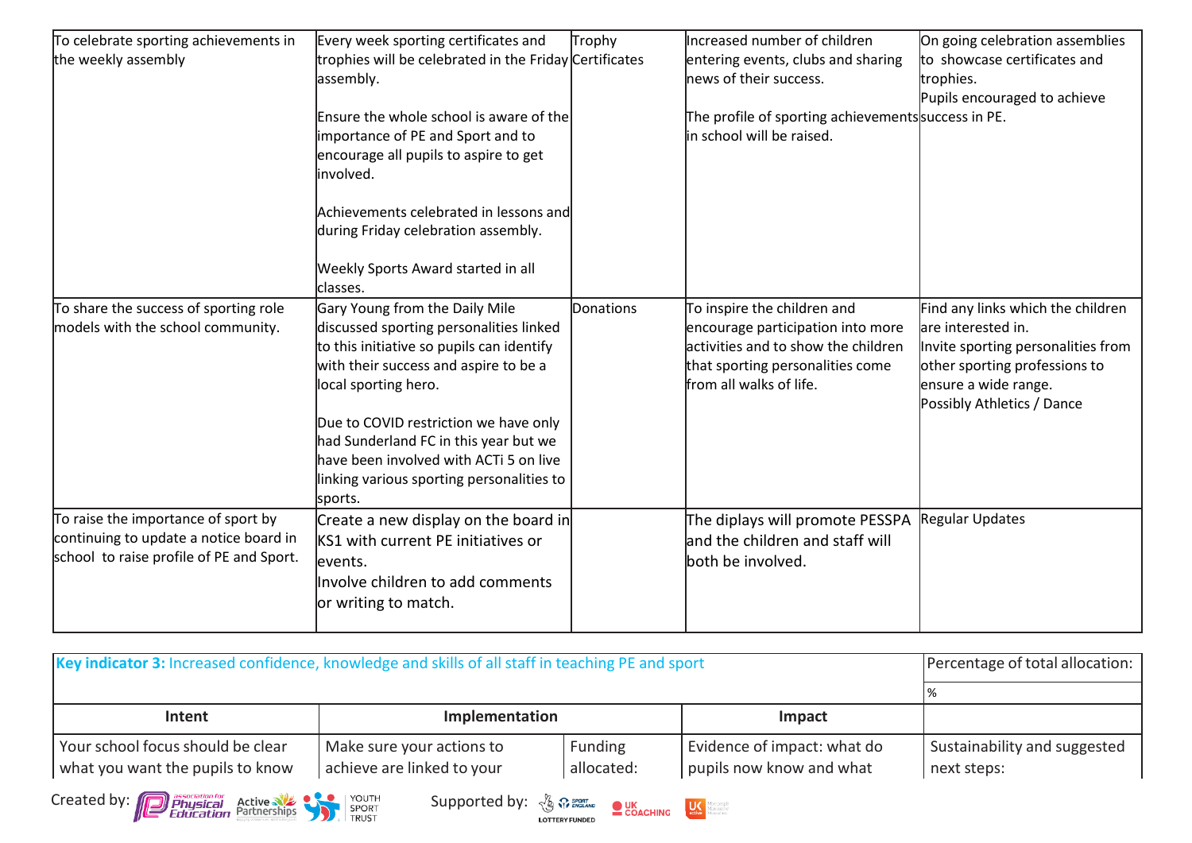| | | | | |
|---|---|---|---|---|
| To celebrate sporting achievements in the weekly assembly | Every week sporting certificates and trophies will be celebrated in the Friday assembly.<br><br>Ensure the whole school is aware of the importance of PE and Sport and to encourage all pupils to aspire to get involved.<br><br>Achievements celebrated in lessons and during Friday celebration assembly.<br><br>Weekly Sports Award started in all classes. | Trophy<br>Certificates | Increased number of children entering events, clubs and sharing news of their success.<br><br>The profile of sporting achievements in school will be raised. | On going celebration assemblies to showcase certificates and trophies.<br>Pupils encouraged to achieve success in PE. |
| To share the success of sporting role models with the school community. | Gary Young from the Daily Mile discussed sporting personalities linked to this initiative so pupils can identify with their success and aspire to be a local sporting hero.<br><br>Due to COVID restriction we have only had Sunderland FC in this year but we have been involved with ACTi 5 on live linking various sporting personalities to sports. | Donations | To inspire the children and encourage participation into more activities and to show the children that sporting personalities come from all walks of life. | Find any links which the children are interested in.<br>Invite sporting personalities from other sporting professions to ensure a wide range.<br>Possibly Athletics / Dance |
| To raise the importance of sport by continuing to update a notice board in school to raise profile of PE and Sport. | Create a new display on the board in KS1 with current PE initiatives or events.<br>Involve children to add comments or writing to match. | | The diplays will promote PESSPA and the children and staff will both be involved. | Regular Updates |

| **Key indicator 3:** Increased confidence, knowledge and skills of all staff in teaching PE and sport | | | | Percentage of total allocation: |
|---|---|---|---|---|
| | | | | % |
| **Intent** | **Implementation** | | **Impact** | |
| Your school focus should be clear what you want the pupils to know | Make sure your actions to achieve are linked to your | Funding allocated: | Evidence of impact: what do pupils now know and what | Sustainability and suggested next steps: |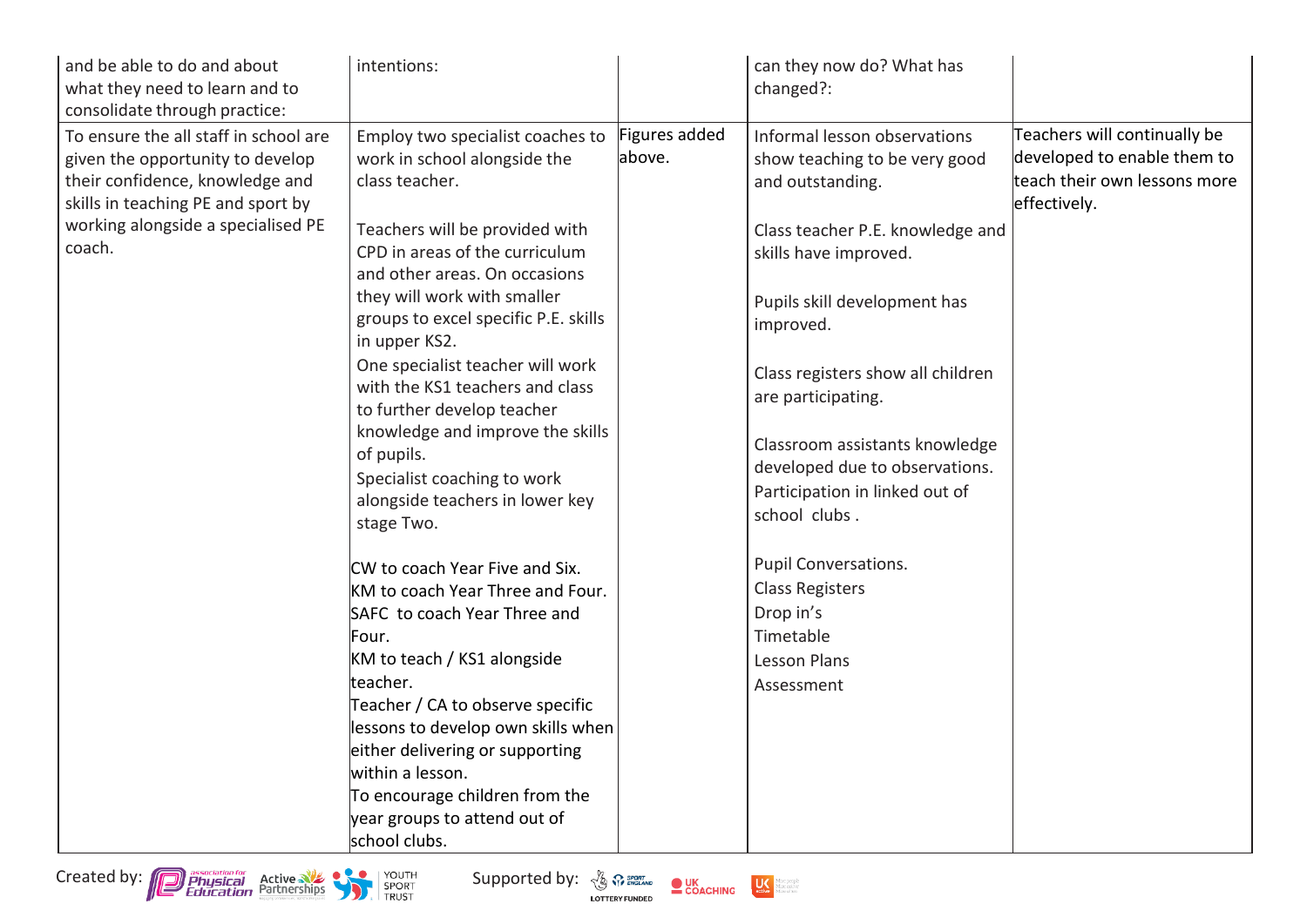| and be able to do and about what they need to learn and to consolidate through practice: | intentions: | | can they now do? What has changed?: | |
|---|---|---|---|---|
| To ensure the all staff in school are given the opportunity to develop their confidence, knowledge and skills in teaching PE and sport by working alongside a specialised PE coach. | Employ two specialist coaches to work in school alongside the class teacher.<br><br>Teachers will be provided with CPD in areas of the curriculum and other areas. On occasions they will work with smaller groups to excel specific P.E. skills in upper KS2.<br>One specialist teacher will work with the KS1 teachers and class to further develop teacher knowledge and improve the skills of pupils.<br>Specialist coaching to work alongside teachers in lower key stage Two.<br><br>CW to coach Year Five and Six.<br>KM to coach Year Three and Four.<br>SAFC to coach Year Three and Four.<br>KM to teach / KS1 alongside teacher.<br>Teacher / CA to observe specific lessons to develop own skills when either delivering or supporting within a lesson.<br>To encourage children from the year groups to attend out of school clubs. | Figures added above. | Informal lesson observations show teaching to be very good and outstanding.<br><br>Class teacher P.E. knowledge and skills have improved.<br><br>Pupils skill development has improved.<br><br>Class registers show all children are participating.<br><br>Classroom assistants knowledge developed due to observations.<br>Participation in linked out of school clubs .<br><br>Pupil Conversations.<br>Class Registers<br>Drop in's<br>Timetable<br>Lesson Plans<br>Assessment | Teachers will continually be developed to enable them to teach their own lessons more effectively. |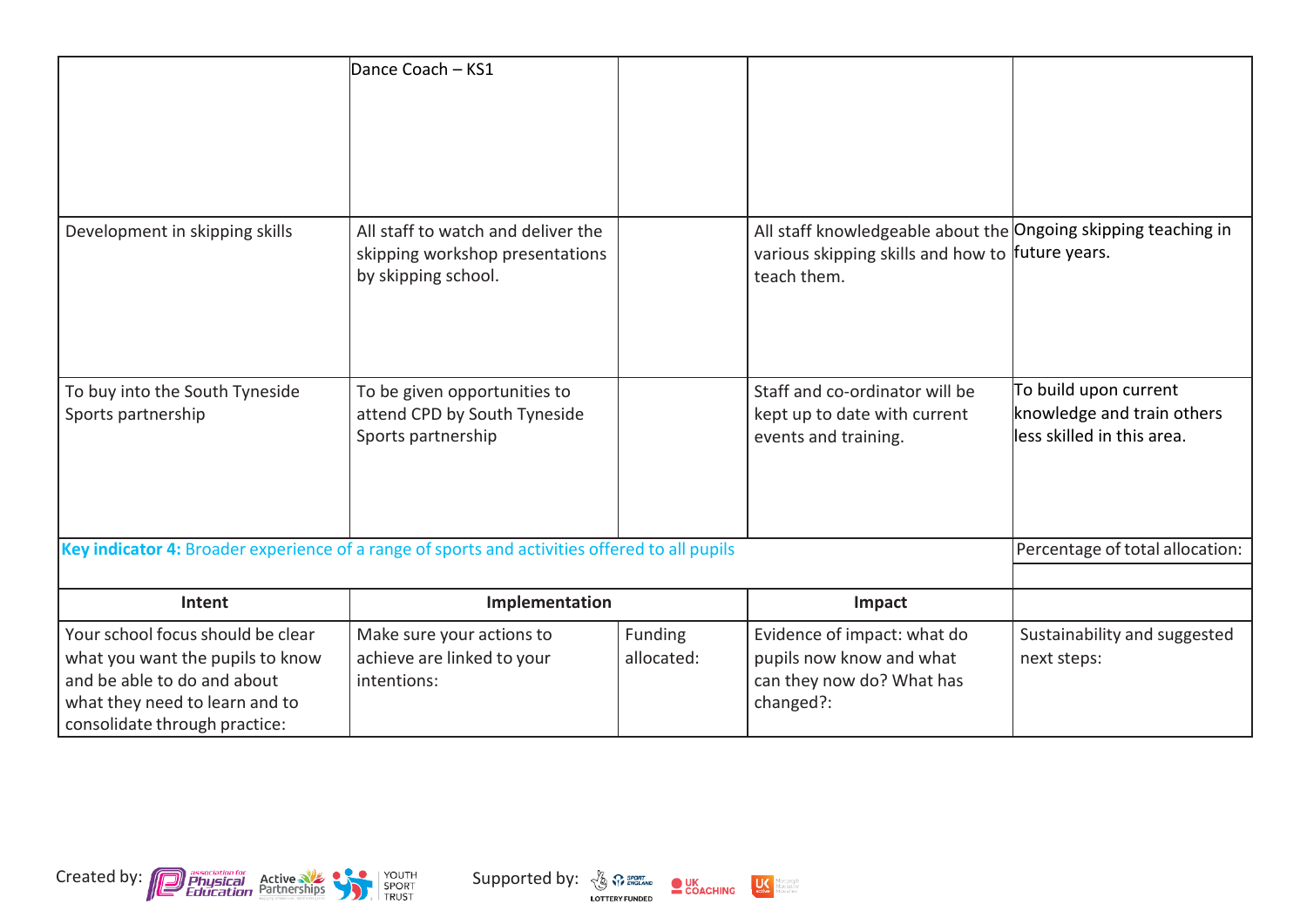| | | | | |
|---|---|---|---|---|
| | Dance Coach – KS1 | | | |
| Development in skipping skills | All staff to watch and deliver the skipping workshop presentations by skipping school. | | All staff knowledgeable about the various skipping skills and how to teach them. | Ongoing skipping teaching in future years. |
| To buy into the South Tyneside Sports partnership | To be given opportunities to attend CPD by South Tyneside Sports partnership | | Staff and co-ordinator will be kept up to date with current events and training. | To build upon current knowledge and train others less skilled in this area. |

| **Key indicator 4:** Broader experience of a range of sports and activities offered to all pupils | | | | Percentage of total allocation: |
|---|---|---|---|---|
| | | | | |
| **Intent** | **Implementation** | | **Impact** | |
| Your school focus should be clear what you want the pupils to know and be able to do and about what they need to learn and to consolidate through practice: | Make sure your actions to achieve are linked to your intentions: | Funding allocated: | Evidence of impact: what do pupils now know and what can they now do? What has changed?: | Sustainability and suggested next steps: |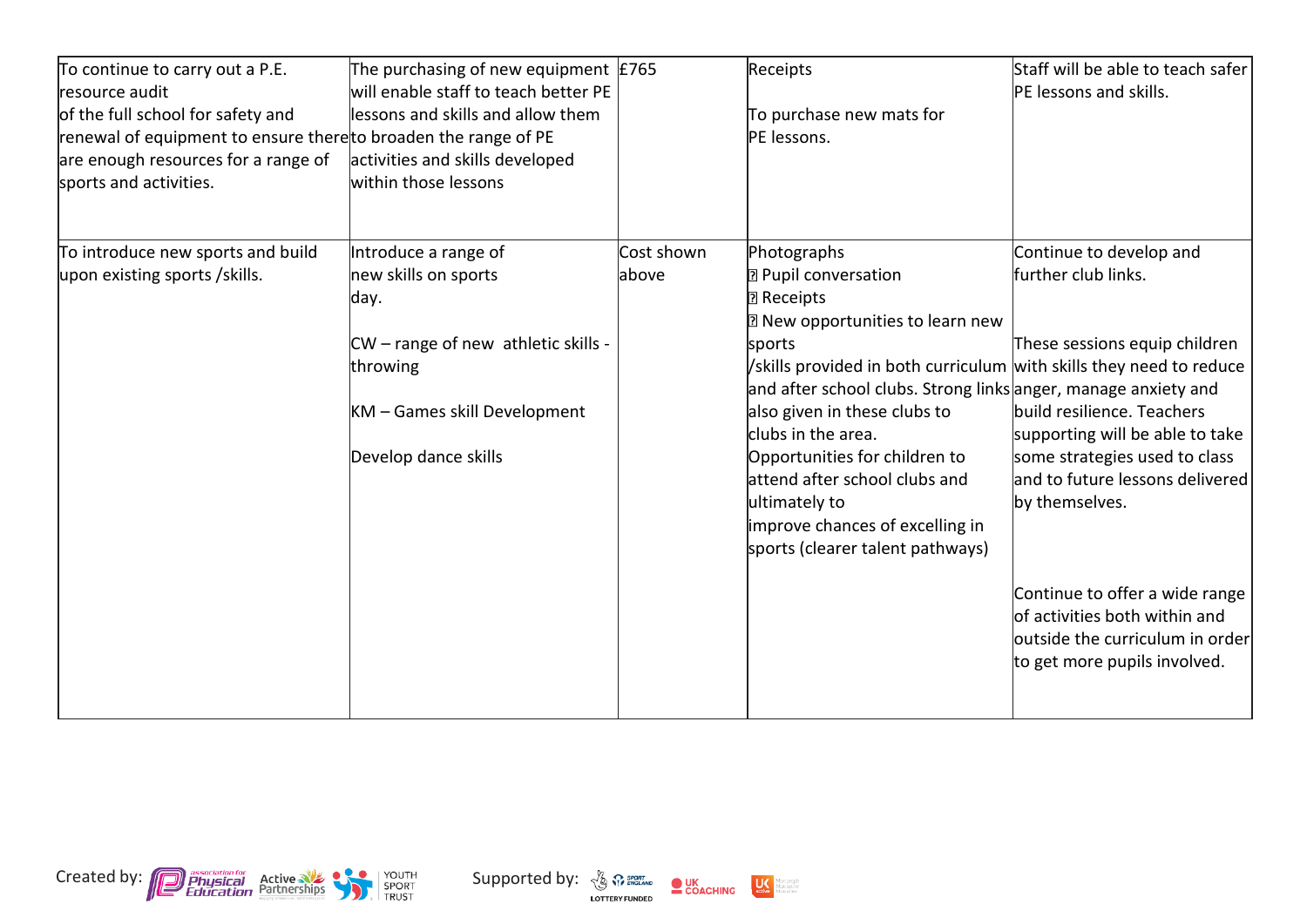| | | | | |
|---|---|---|---|---|
| To continue to carry out a P.E. resource audit of the full school for safety and renewal of equipment to ensure there are enough resources for a range of sports and activities. | The purchasing of new equipment will enable staff to teach better PE lessons and skills and allow them to broaden the range of PE activities and skills developed within those lessons | £765 | Receipts<br><br>To purchase new mats for PE lessons. | Staff will be able to teach safer PE lessons and skills. |
| To introduce new sports and build upon existing sports /skills. | Introduce a range of new skills on sports day.<br><br>CW – range of new athletic skills - throwing<br><br>KM – Games skill Development<br><br>Develop dance skills | Cost shown above | Photographs<br>• Pupil conversation<br>• Receipts<br>• New opportunities to learn new sports /skills provided in both curriculum and after school clubs. Strong links also given in these clubs to clubs in the area.<br>Opportunities for children to attend after school clubs and ultimately to improve chances of excelling in sports (clearer talent pathways) | Continue to develop and further club links.<br><br>These sessions equip children with skills they need to reduce anger, manage anxiety and build resilience. Teachers supporting will be able to take some strategies used to class and to future lessons delivered by themselves.<br><br>Continue to offer a wide range of activities both within and outside the curriculum in order to get more pupils involved. |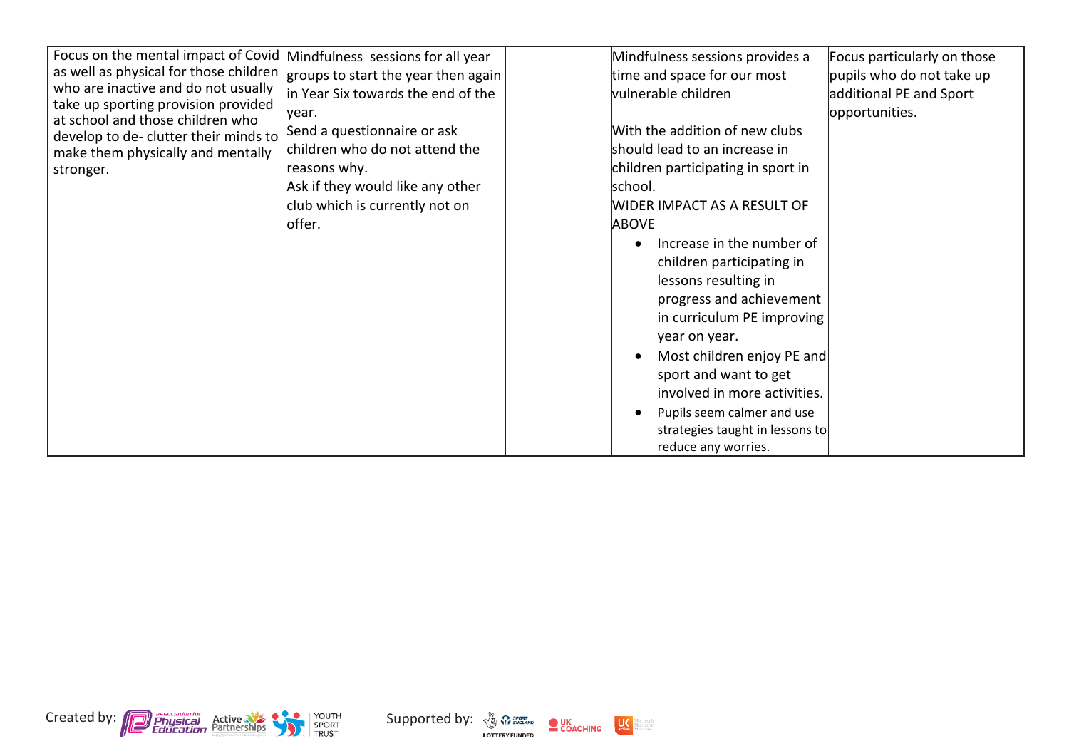| | | | | |
|---|---|---|---|---|
| Focus on the mental impact of Covid as well as physical for those children who are inactive and do not usually take up sporting provision provided at school and those children who develop to de- clutter their minds to make them physically and mentally stronger. | Mindfulness sessions for all year groups to start the year then again in Year Six towards the end of the year.<br>Send a questionnaire or ask children who do not attend the reasons why.<br>Ask if they would like any other club which is currently not on offer. | | Mindfulness sessions provides a time and space for our most vulnerable children<br><br>With the addition of new clubs should lead to an increase in children participating in sport in school.<br>WIDER IMPACT AS A RESULT OF ABOVE<br>• Increase in the number of children participating in lessons resulting in progress and achievement in curriculum PE improving year on year.<br>• Most children enjoy PE and sport and want to get involved in more activities.<br>• Pupils seem calmer and use strategies taught in lessons to reduce any worries. | Focus particularly on those pupils who do not take up additional PE and Sport opportunities. |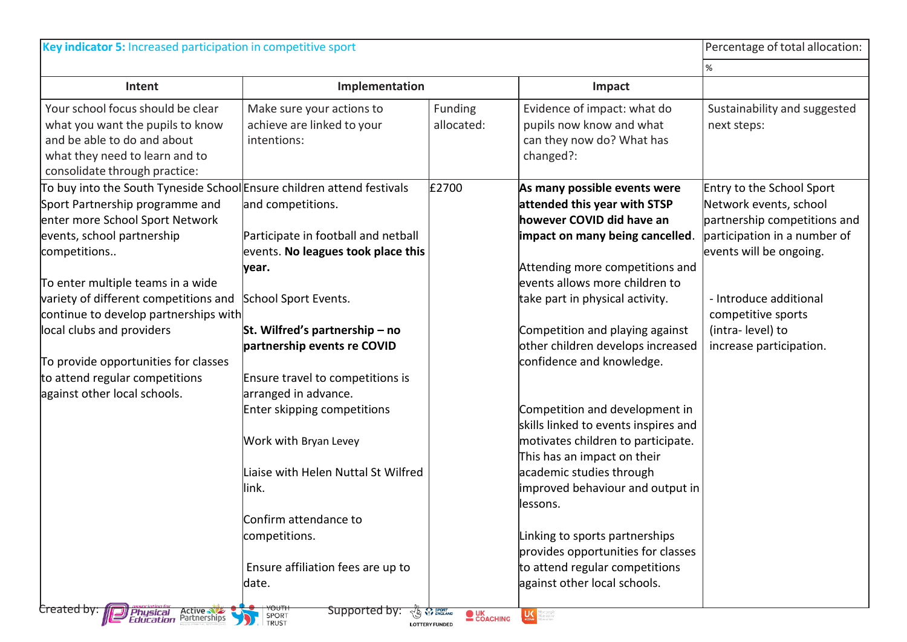| **Key indicator 5:** Increased participation in competitive sport | | | | Percentage of total allocation: |
|---|---|---|---|---|
| | | | | % |
| **Intent** | **Implementation** | | **Impact** | |
| Your school focus should be clear what you want the pupils to know and be able to do and about what they need to learn and to consolidate through practice: | Make sure your actions to achieve are linked to your intentions: | Funding allocated: | Evidence of impact: what do pupils now know and what can they now do? What has changed?: | Sustainability and suggested next steps: |
| To buy into the South Tyneside School Sport Partnership programme and enter more School Sport Network events, school partnership competitions..<br><br>To enter multiple teams in a wide variety of different competitions and continue to develop partnerships with local clubs and providers<br><br>To provide opportunities for classes to attend regular competitions against other local schools. | Ensure children attend festivals and competitions.<br><br>Participate in football and netball events. **No leagues took place this year.**<br><br>School Sport Events.<br><br>**St. Wilfred's partnership – no partnership events re COVID**<br><br>Ensure travel to competitions is arranged in advance.<br>Enter skipping competitions<br><br>Work with Bryan Levey<br><br>Liaise with Helen Nuttal St Wilfred link.<br><br>Confirm attendance to competitions.<br><br>Ensure affiliation fees are up to date. | £2700 | **As many possible events were attended this year with STSP however COVID did have an impact on many being cancelled**.<br><br>Attending more competitions and events allows more children to take part in physical activity.<br><br>Competition and playing against other children develops increased confidence and knowledge.<br><br>Competition and development in skills linked to events inspires and motivates children to participate. This has an impact on their academic studies through improved behaviour and output in lessons.<br><br>Linking to sports partnerships provides opportunities for classes to attend regular competitions against other local schools. | Entry to the School Sport Network events, school partnership competitions and participation in a number of events will be ongoing.<br><br>- Introduce additional competitive sports (intra- level) to increase participation. |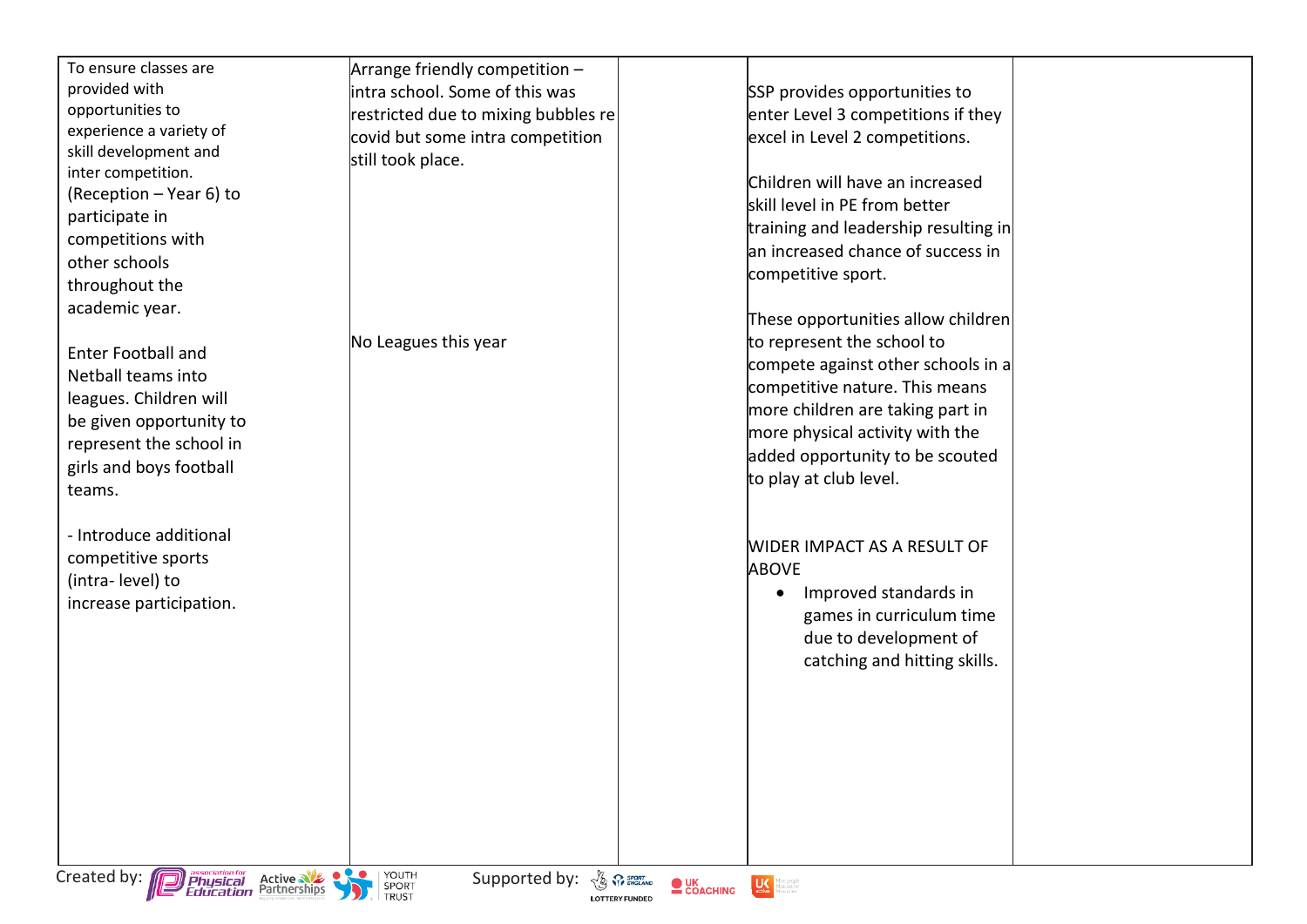| | | | | |
|---|---|---|---|---|
| To ensure classes are provided with opportunities to experience a variety of skill development and inter competition. (Reception – Year 6) to participate in competitions with other schools throughout the academic year.<br><br>Enter Football and Netball teams into leagues. Children will be given opportunity to represent the school in girls and boys football teams.<br><br>- Introduce additional competitive sports (intra- level) to increase participation. | Arrange friendly competition – intra school. Some of this was restricted due to mixing bubbles re covid but some intra competition still took place.<br><br>No Leagues this year | | SSP provides opportunities to enter Level 3 competitions if they excel in Level 2 competitions.<br><br>Children will have an increased skill level in PE from better training and leadership resulting in an increased chance of success in competitive sport.<br><br>These opportunities allow children to represent the school to compete against other schools in a competitive nature. This means more children are taking part in more physical activity with the added opportunity to be scouted to play at club level.<br><br>WIDER IMPACT AS A RESULT OF ABOVE<br>• Improved standards in games in curriculum time due to development of catching and hitting skills. | |

Created by: association for Physical Education, Active Partnerships, Youth Sport Trust    Supported by: Sport England (Lottery Funded), UK Coaching, UK Active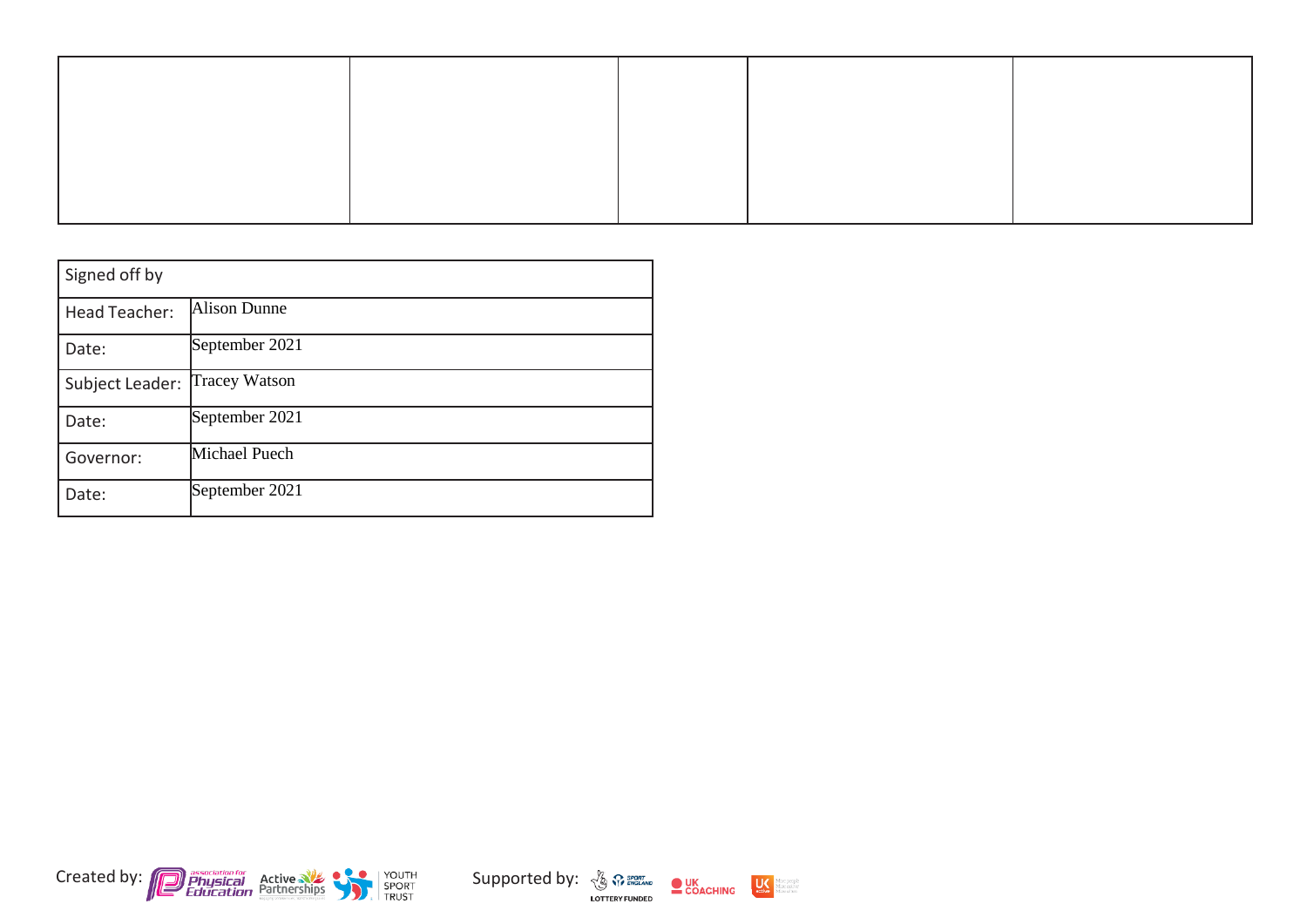| | | | | |
|---|---|---|---|---|
| | | | | |

| Signed off by | |
|---|---|
| Head Teacher: | Alison Dunne |
| Date: | September 2021 |
| Subject Leader: | Tracey Watson |
| Date: | September 2021 |
| Governor: | Michael Puech |
| Date: | September 2021 |

Created by: association for Physical Education, Active Partnerships, Youth Sport Trust

Supported by: Sport England, Lottery Funded, UK Coaching, UK Active